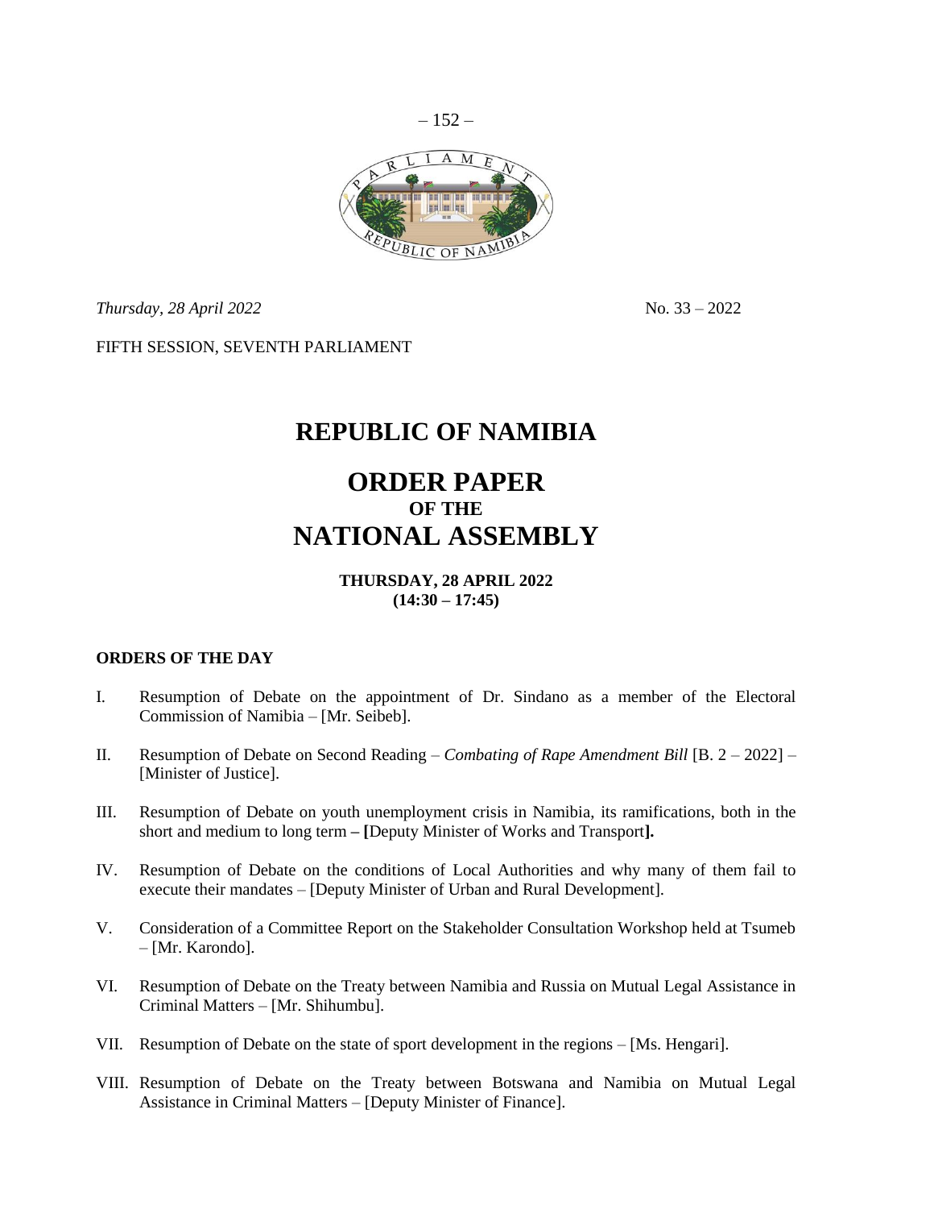*Thursday, 28 April 2022* No. 33 – 2022

FIFTH SESSION, SEVENTH PARLIAMENT

# REPUBLIC OF NAMIBIA

# ORDER PAPER
## OF THE
# NATIONAL ASSEMBLY

**THURSDAY, 28 APRIL 2022**
**(14:30 – 17:45)**

**ORDERS OF THE DAY**

I. Resumption of Debate on the appointment of Dr. Sindano as a member of the Electoral Commission of Namibia – [Mr. Seibeb].

II. Resumption of Debate on Second Reading – *Combating of Rape Amendment Bill* [B. 2 – 2022] – [Minister of Justice].

III. Resumption of Debate on youth unemployment crisis in Namibia, its ramifications, both in the short and medium to long term **– [**Deputy Minister of Works and Transport**].**

IV. Resumption of Debate on the conditions of Local Authorities and why many of them fail to execute their mandates – [Deputy Minister of Urban and Rural Development].

V. Consideration of a Committee Report on the Stakeholder Consultation Workshop held at Tsumeb – [Mr. Karondo].

VI. Resumption of Debate on the Treaty between Namibia and Russia on Mutual Legal Assistance in Criminal Matters – [Mr. Shihumbu].

VII. Resumption of Debate on the state of sport development in the regions – [Ms. Hengari].

VIII. Resumption of Debate on the Treaty between Botswana and Namibia on Mutual Legal Assistance in Criminal Matters – [Deputy Minister of Finance].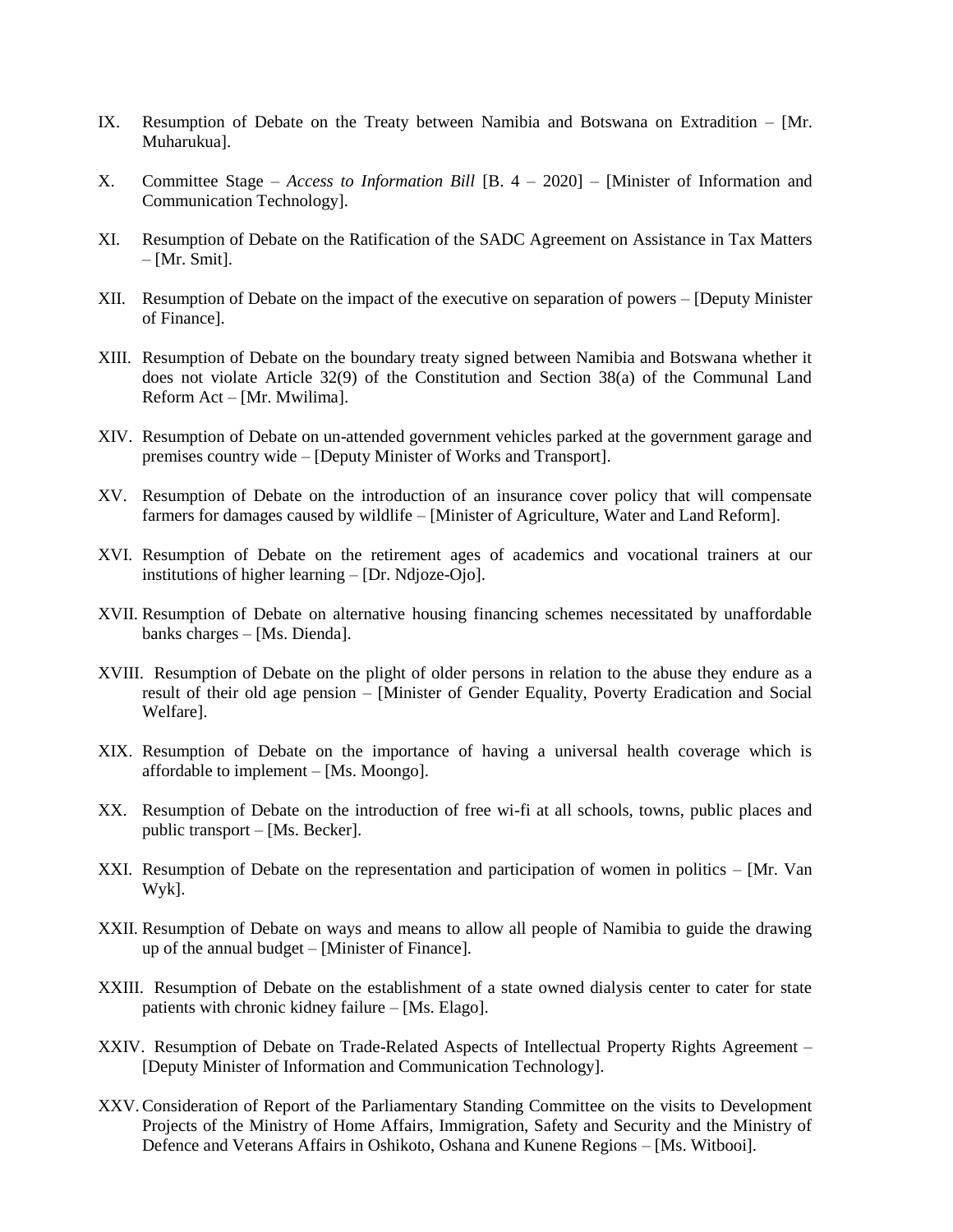IX. Resumption of Debate on the Treaty between Namibia and Botswana on Extradition – [Mr. Muharukua].

X. Committee Stage – *Access to Information Bill* [B. 4 – 2020] – [Minister of Information and Communication Technology].

XI. Resumption of Debate on the Ratification of the SADC Agreement on Assistance in Tax Matters – [Mr. Smit].

XII. Resumption of Debate on the impact of the executive on separation of powers – [Deputy Minister of Finance].

XIII. Resumption of Debate on the boundary treaty signed between Namibia and Botswana whether it does not violate Article 32(9) of the Constitution and Section 38(a) of the Communal Land Reform Act – [Mr. Mwilima].

XIV. Resumption of Debate on un-attended government vehicles parked at the government garage and premises country wide – [Deputy Minister of Works and Transport].

XV. Resumption of Debate on the introduction of an insurance cover policy that will compensate farmers for damages caused by wildlife – [Minister of Agriculture, Water and Land Reform].

XVI. Resumption of Debate on the retirement ages of academics and vocational trainers at our institutions of higher learning – [Dr. Ndjoze-Ojo].

XVII. Resumption of Debate on alternative housing financing schemes necessitated by unaffordable banks charges – [Ms. Dienda].

XVIII. Resumption of Debate on the plight of older persons in relation to the abuse they endure as a result of their old age pension – [Minister of Gender Equality, Poverty Eradication and Social Welfare].

XIX. Resumption of Debate on the importance of having a universal health coverage which is affordable to implement – [Ms. Moongo].

XX. Resumption of Debate on the introduction of free wi-fi at all schools, towns, public places and public transport – [Ms. Becker].

XXI. Resumption of Debate on the representation and participation of women in politics – [Mr. Van Wyk].

XXII. Resumption of Debate on ways and means to allow all people of Namibia to guide the drawing up of the annual budget – [Minister of Finance].

XXIII. Resumption of Debate on the establishment of a state owned dialysis center to cater for state patients with chronic kidney failure – [Ms. Elago].

XXIV. Resumption of Debate on Trade-Related Aspects of Intellectual Property Rights Agreement – [Deputy Minister of Information and Communication Technology].

XXV. Consideration of Report of the Parliamentary Standing Committee on the visits to Development Projects of the Ministry of Home Affairs, Immigration, Safety and Security and the Ministry of Defence and Veterans Affairs in Oshikoto, Oshana and Kunene Regions – [Ms. Witbooi].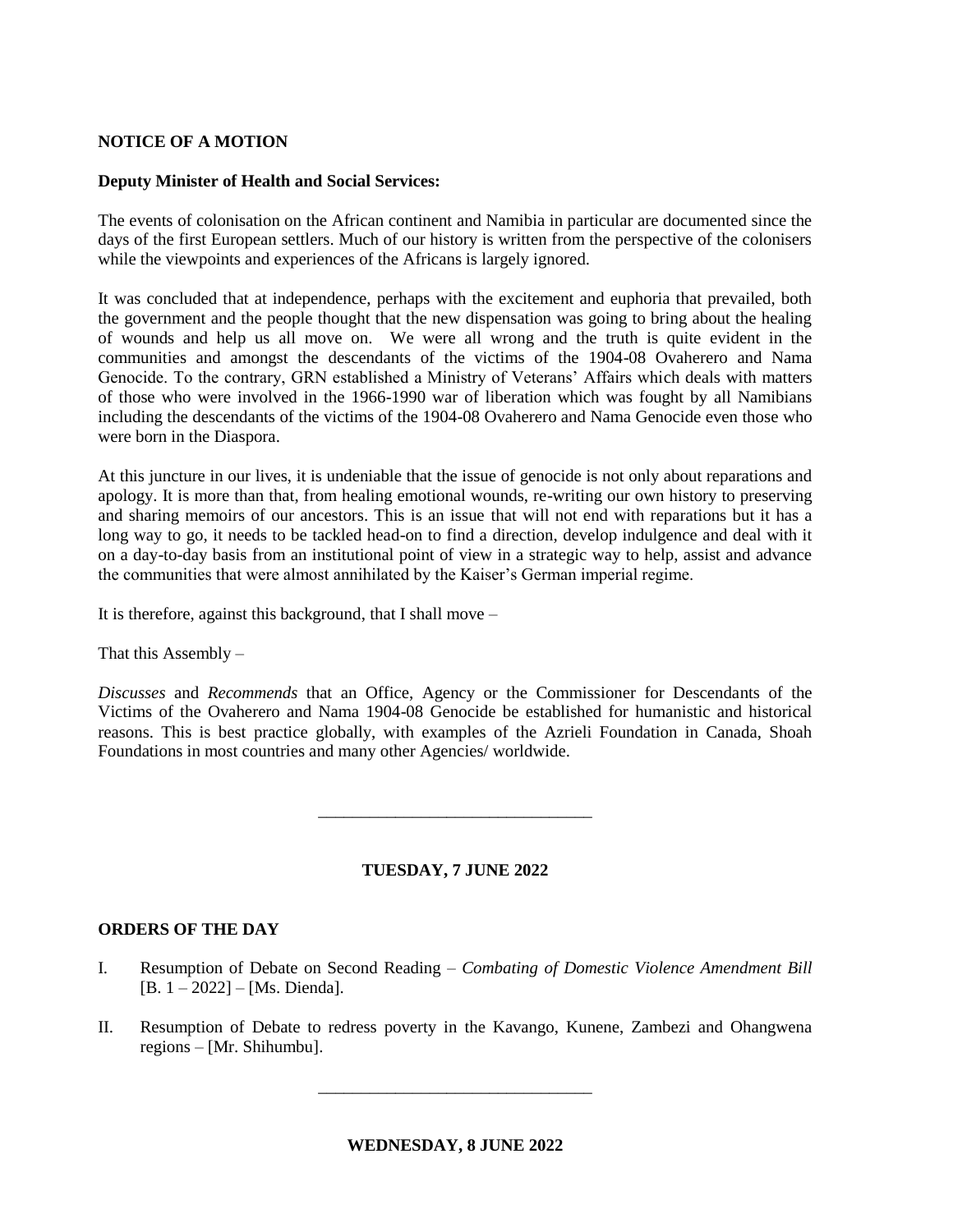**NOTICE OF A MOTION**

**Deputy Minister of Health and Social Services:**

The events of colonisation on the African continent and Namibia in particular are documented since the days of the first European settlers. Much of our history is written from the perspective of the colonisers while the viewpoints and experiences of the Africans is largely ignored.

It was concluded that at independence, perhaps with the excitement and euphoria that prevailed, both the government and the people thought that the new dispensation was going to bring about the healing of wounds and help us all move on. We were all wrong and the truth is quite evident in the communities and amongst the descendants of the victims of the 1904-08 Ovaherero and Nama Genocide. To the contrary, GRN established a Ministry of Veterans' Affairs which deals with matters of those who were involved in the 1966-1990 war of liberation which was fought by all Namibians including the descendants of the victims of the 1904-08 Ovaherero and Nama Genocide even those who were born in the Diaspora.

At this juncture in our lives, it is undeniable that the issue of genocide is not only about reparations and apology. It is more than that, from healing emotional wounds, re-writing our own history to preserving and sharing memoirs of our ancestors. This is an issue that will not end with reparations but it has a long way to go, it needs to be tackled head-on to find a direction, develop indulgence and deal with it on a day-to-day basis from an institutional point of view in a strategic way to help, assist and advance the communities that were almost annihilated by the Kaiser's German imperial regime.

It is therefore, against this background, that I shall move –

That this Assembly –

*Discusses* and *Recommends* that an Office, Agency or the Commissioner for Descendants of the Victims of the Ovaherero and Nama 1904-08 Genocide be established for humanistic and historical reasons. This is best practice globally, with examples of the Azrieli Foundation in Canada, Shoah Foundations in most countries and many other Agencies/ worldwide.

---

**TUESDAY, 7 JUNE 2022**

**ORDERS OF THE DAY**

I. Resumption of Debate on Second Reading – *Combating of Domestic Violence Amendment Bill* [B. 1 – 2022] – [Ms. Dienda].

II. Resumption of Debate to redress poverty in the Kavango, Kunene, Zambezi and Ohangwena regions – [Mr. Shihumbu].

---

**WEDNESDAY, 8 JUNE 2022**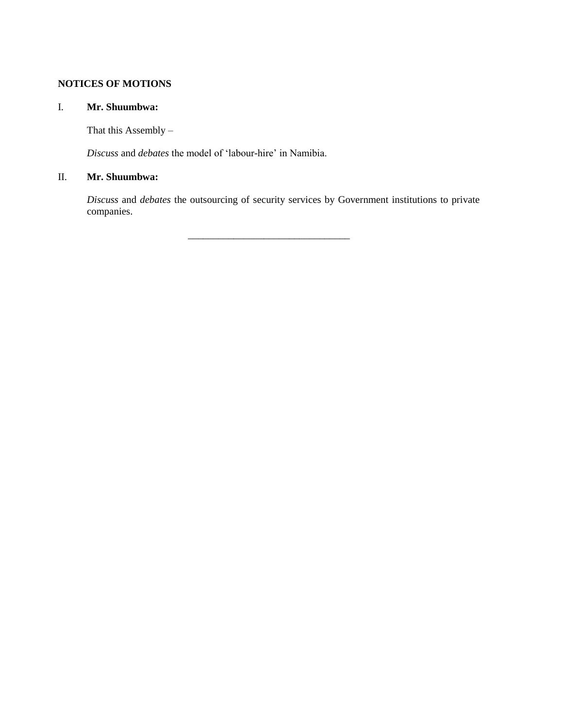**NOTICES OF MOTIONS**

I. **Mr. Shuumbwa:**

That this Assembly –

*Discuss* and *debates* the model of ‘labour-hire’ in Namibia.

II. **Mr. Shuumbwa:**

*Discuss* and *debates* the outsourcing of security services by Government institutions to private companies.

________________________________